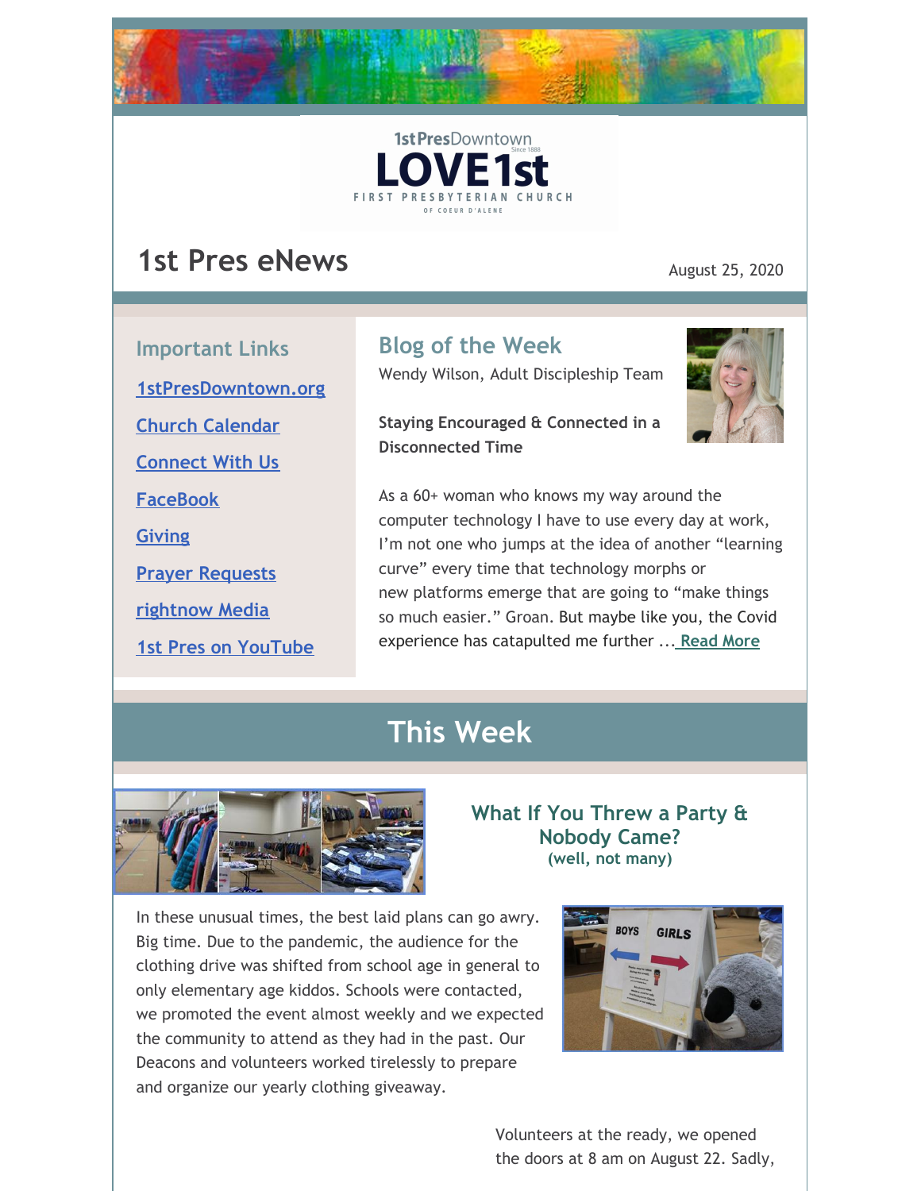1stPresDowntown
Since 1888
LOVE1st
FIRST PRESBYTERIAN CHURCH
OF COEUR D'ALENE

# 1st Pres eNews

August 25, 2020

## Important Links

1stPresDowntown.org

Church Calendar

Connect With Us

FaceBook

Giving

Prayer Requests

rightnow Media

1st Pres on YouTube

## Blog of the Week

Wendy Wilson, Adult Discipleship Team

**Staying Encouraged & Connected in a Disconnected Time**

As a 60+ woman who knows my way around the computer technology I have to use every day at work, I'm not one who jumps at the idea of another "learning curve" every time that technology morphs or new platforms emerge that are going to "make things so much easier." Groan. But maybe like you, the Covid experience has catapulted me further ... Read More

# This Week

### What If You Threw a Party & Nobody Came?
**(well, not many)**

In these unusual times, the best laid plans can go awry. Big time. Due to the pandemic, the audience for the clothing drive was shifted from school age in general to only elementary age kiddos. Schools were contacted, we promoted the event almost weekly and we expected the community to attend as they had in the past. Our Deacons and volunteers worked tirelessly to prepare and organize our yearly clothing giveaway.

Volunteers at the ready, we opened the doors at 8 am on August 22. Sadly,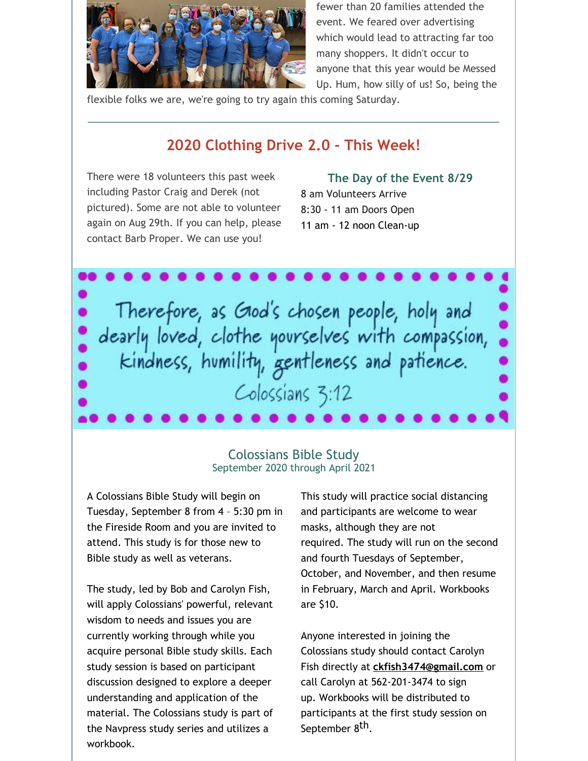fewer than 20 families attended the event. We feared over advertising which would lead to attracting far too many shoppers. It didn't occur to anyone that this year would be Messed Up. Hum, how silly of us! So, being the flexible folks we are, we're going to try again this coming Saturday.

---

## 2020 Clothing Drive 2.0 - This Week!

There were 18 volunteers this past week including Pastor Craig and Derek (not pictured). Some are not able to volunteer again on Aug 29th. If you can help, please contact Barb Proper. We can use you!

### The Day of the Event 8/29

8 am Volunteers Arrive
8:30 - 11 am Doors Open
11 am - 12 noon Clean-up

Therefore, as God's chosen people, holy and dearly loved, clothe yourselves with compassion, kindness, humility, gentleness and patience.
Colossians 3:12

## Colossians Bible Study
September 2020 through April 2021

A Colossians Bible Study will begin on Tuesday, September 8 from 4 – 5:30 pm in the Fireside Room and you are invited to attend. This study is for those new to Bible study as well as veterans.

The study, led by Bob and Carolyn Fish, will apply Colossians' powerful, relevant wisdom to needs and issues you are currently working through while you acquire personal Bible study skills. Each study session is based on participant discussion designed to explore a deeper understanding and application of the material. The Colossians study is part of the Navpress study series and utilizes a workbook.

This study will practice social distancing and participants are welcome to wear masks, although they are not required. The study will run on the second and fourth Tuesdays of September, October, and November, and then resume in February, March and April. Workbooks are $10.

Anyone interested in joining the Colossians study should contact Carolyn Fish directly at **ckfish3474@gmail.com** or call Carolyn at 562-201-3474 to sign up. Workbooks will be distributed to participants at the first study session on September 8th.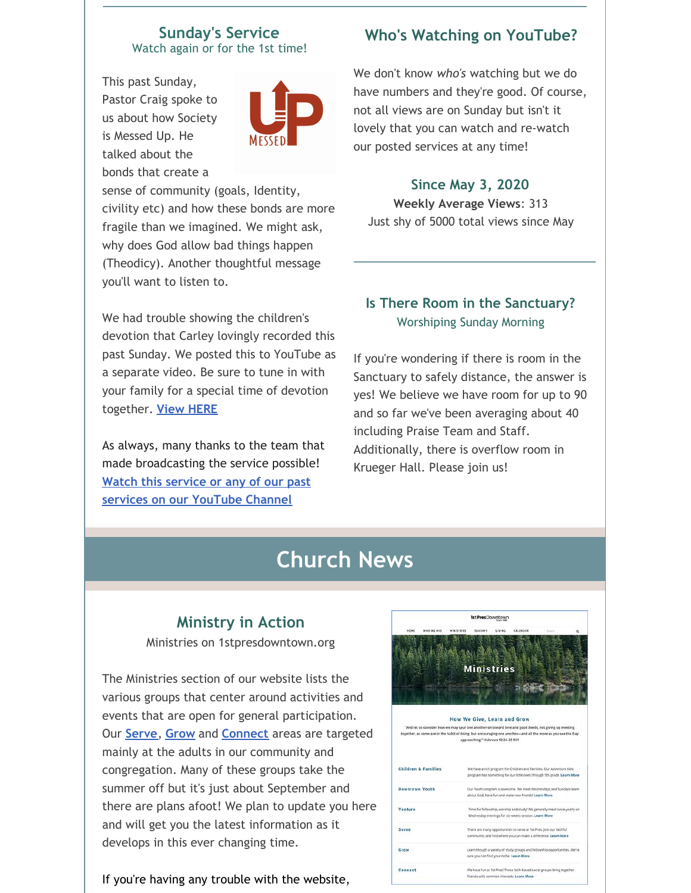## Sunday's Service

Watch again or for the 1st time!

This past Sunday, Pastor Craig spoke to us about how Society is Messed Up. He talked about the bonds that create a sense of community (goals, Identity, civility etc) and how these bonds are more fragile than we imagined. We might ask, why does God allow bad things happen (Theodicy). Another thoughtful message you'll want to listen to.

We had trouble showing the children's devotion that Carley lovingly recorded this past Sunday. We posted this to YouTube as a separate video. Be sure to tune in with your family for a special time of devotion together. View HERE

As always, many thanks to the team that made broadcasting the service possible! Watch this service or any of our past services on our YouTube Channel

## Who's Watching on YouTube?

We don't know *who's* watching but we do have numbers and they're good. Of course, not all views are on Sunday but isn't it lovely that you can watch and re-watch our posted services at any time!

### Since May 3, 2020

**Weekly Average Views**: 313

Just shy of 5000 total views since May

## Is There Room in the Sanctuary?

Worshiping Sunday Morning

If you're wondering if there is room in the Sanctuary to safely distance, the answer is yes! We believe we have room for up to 90 and so far we've been averaging about 40 including Praise Team and Staff. Additionally, there is overflow room in Krueger Hall. Please join us!

# Church News

## Ministry in Action

Ministries on 1stpresdowntown.org

The Ministries section of our website lists the various groups that center around activities and events that are open for general participation. Our Serve, Grow and Connect areas are targeted mainly at the adults in our community and congregation. Many of these groups take the summer off but it's just about September and there are plans afoot! We plan to update you here and will get you the latest information as it develops in this ever changing time.

If you're having any trouble with the website,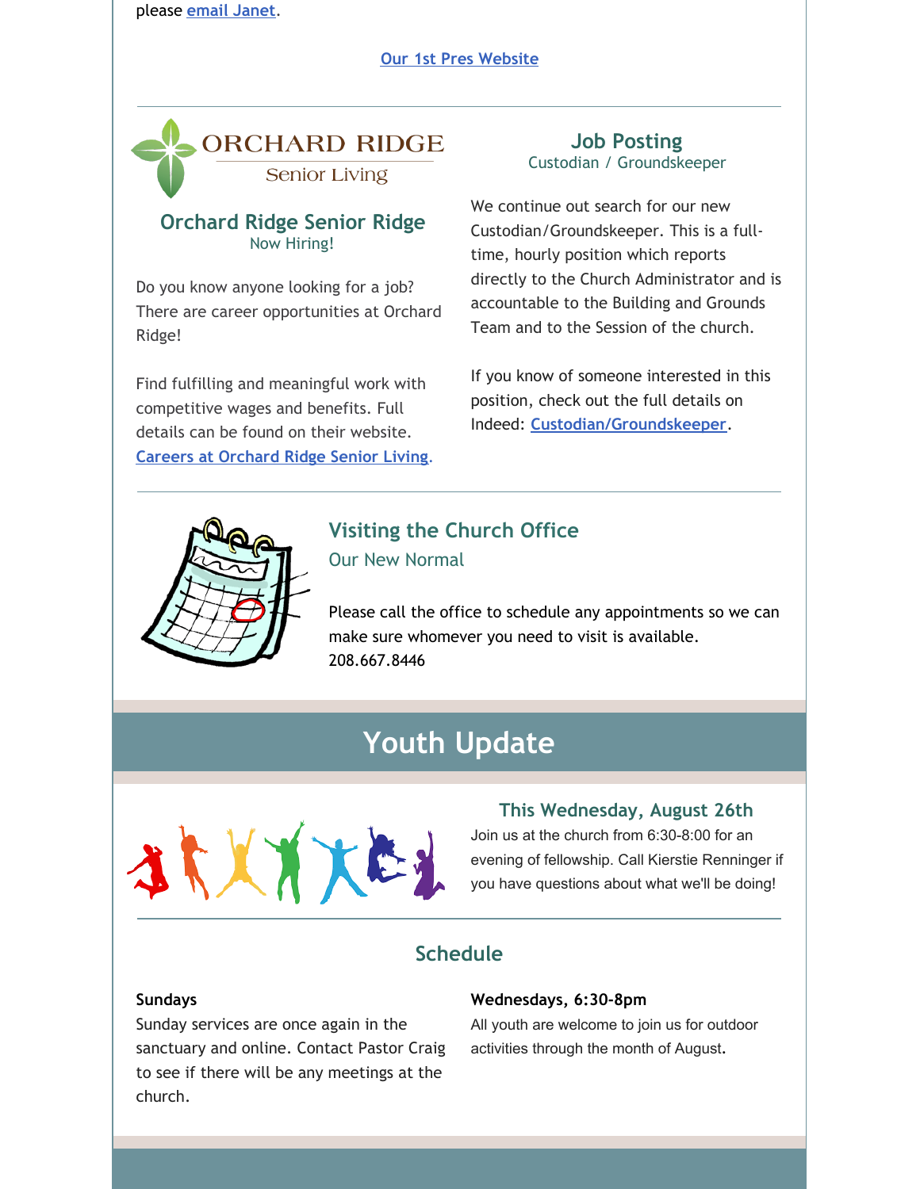please email Janet.

Our 1st Pres Website

---

## Orchard Ridge Senior Ridge

Now Hiring!

Do you know anyone looking for a job? There are career opportunities at Orchard Ridge!

Find fulfilling and meaningful work with competitive wages and benefits. Full details can be found on their website. Careers at Orchard Ridge Senior Living.

## Job Posting

Custodian / Groundskeeper

We continue out search for our new Custodian/Groundskeeper. This is a full-time, hourly position which reports directly to the Church Administrator and is accountable to the Building and Grounds Team and to the Session of the church.

If you know of someone interested in this position, check out the full details on Indeed: Custodian/Groundskeeper.

---

## Visiting the Church Office

Our New Normal

Please call the office to schedule any appointments so we can make sure whomever you need to visit is available.
208.667.8446

# Youth Update

## This Wednesday, August 26th

Join us at the church from 6:30-8:00 for an evening of fellowship. Call Kierstie Renninger if you have questions about what we'll be doing!

---

## Schedule

**Sundays**
Sunday services are once again in the sanctuary and online. Contact Pastor Craig to see if there will be any meetings at the church.

**Wednesdays, 6:30-8pm**
All youth are welcome to join us for outdoor activities through the month of August.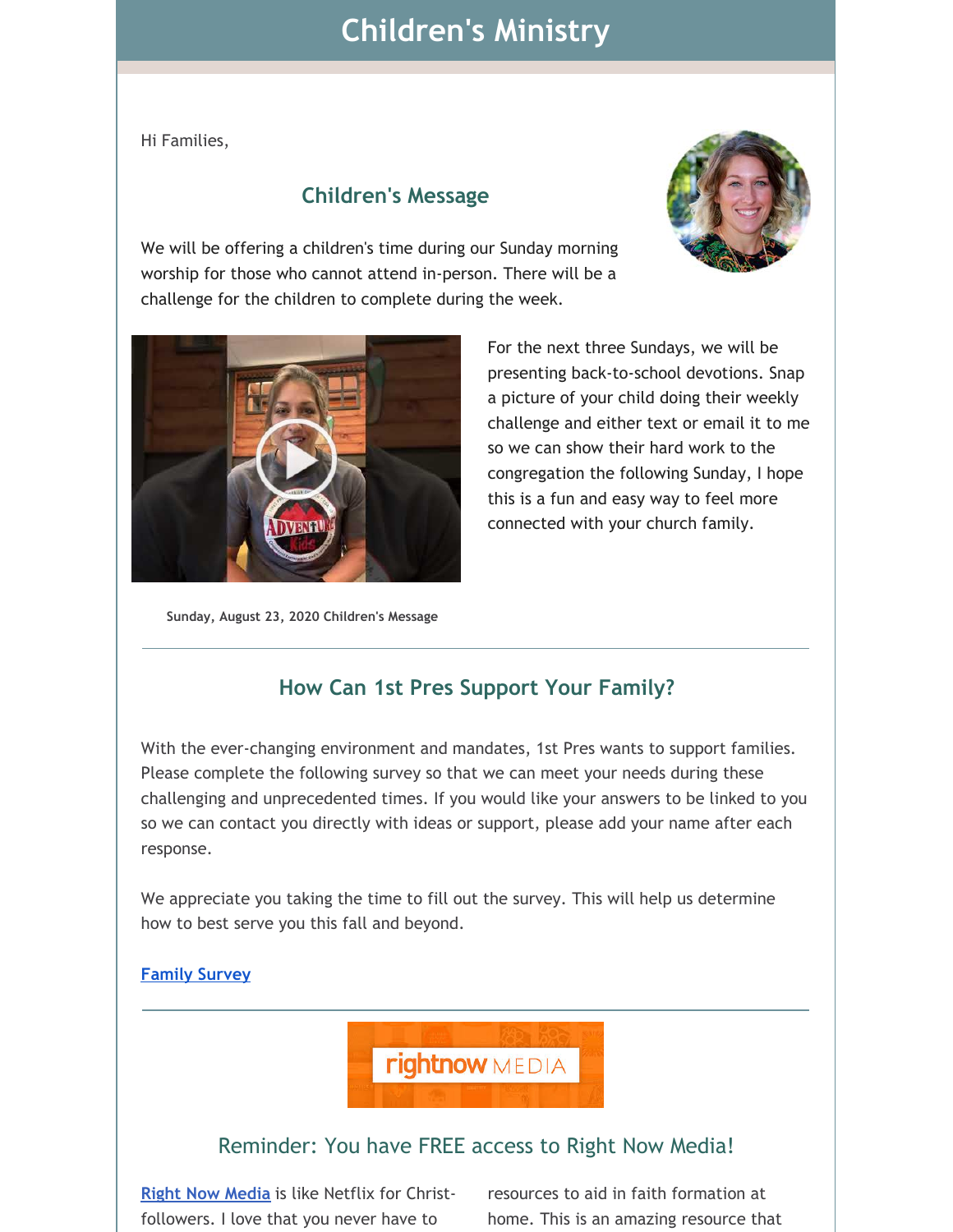# Children's Ministry

Hi Families,

## Children's Message

We will be offering a children's time during our Sunday morning worship for those who cannot attend in-person. There will be a challenge for the children to complete during the week.

For the next three Sundays, we will be presenting back-to-school devotions. Snap a picture of your child doing their weekly challenge and either text or email it to me so we can show their hard work to the congregation the following Sunday, I hope this is a fun and easy way to feel more connected with your church family.

**Sunday, August 23, 2020 Children's Message**

---

## How Can 1st Pres Support Your Family?

With the ever-changing environment and mandates, 1st Pres wants to support families. Please complete the following survey so that we can meet your needs during these challenging and unprecedented times. If you would like your answers to be linked to you so we can contact you directly with ideas or support, please add your name after each response.

We appreciate you taking the time to fill out the survey. This will help us determine how to best serve you this fall and beyond.

[Family Survey]

---

## Reminder: You have FREE access to Right Now Media!

[Right Now Media] is like Netflix for Christ-followers. I love that you never have to

resources to aid in faith formation at home. This is an amazing resource that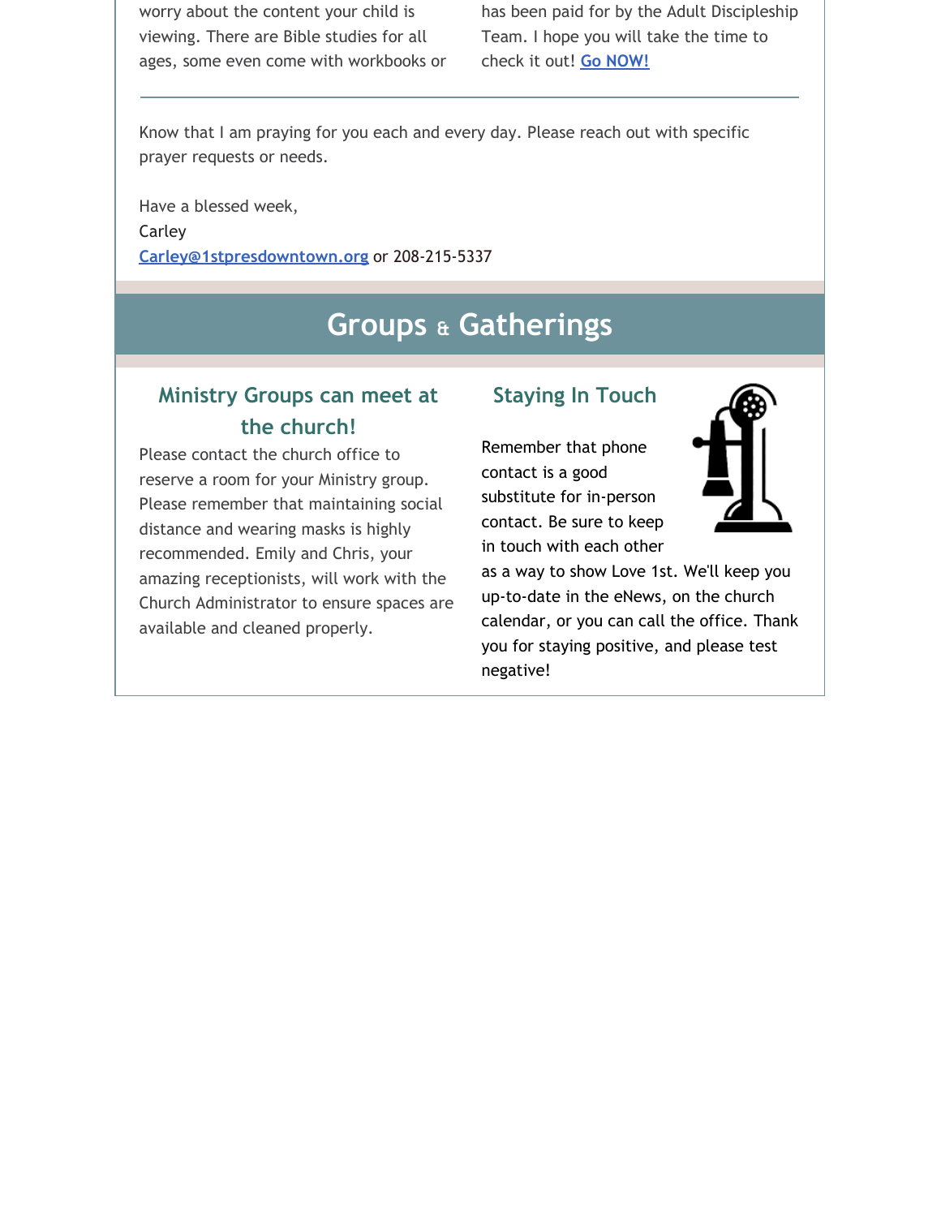worry about the content your child is viewing. There are Bible studies for all ages, some even come with workbooks or

has been paid for by the Adult Discipleship Team. I hope you will take the time to check it out! **Go NOW!**

---

Know that I am praying for you each and every day. Please reach out with specific prayer requests or needs.

Have a blessed week,
Carley
Carley@1stpresdowntown.org or 208-215-5337

# Groups & Gatherings

### Ministry Groups can meet at the church!

Please contact the church office to reserve a room for your Ministry group. Please remember that maintaining social distance and wearing masks is highly recommended. Emily and Chris, your amazing receptionists, will work with the Church Administrator to ensure spaces are available and cleaned properly.

### Staying In Touch

Remember that phone contact is a good substitute for in-person contact. Be sure to keep in touch with each other as a way to show Love 1st. We'll keep you up-to-date in the eNews, on the church calendar, or you can call the office. Thank you for staying positive, and please test negative!